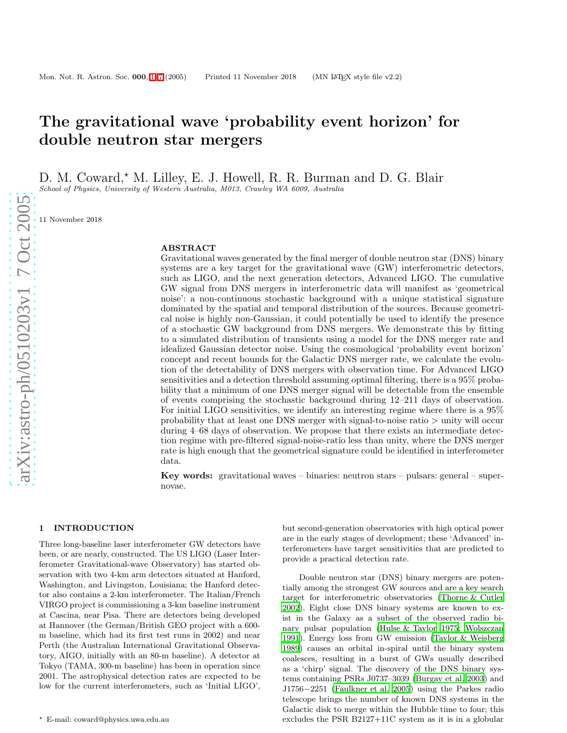# The gravitational wave 'probability event horizon' for double neutron star mergers

D. M. Coward,* M. Lilley, E. J. Howell, R. R. Burman and D. G. Blair

*School of Physics, University of Western Australia, M013, Crawley WA 6009, Australia*

11 November 2018

## ABSTRACT

Gravitational waves generated by the final merger of double neutron star (DNS) binary systems are a key target for the gravitational wave (GW) interferometric detectors, such as LIGO, and the next generation detectors, Advanced LIGO. The cumulative GW signal from DNS mergers in interferometric data will manifest as 'geometrical noise': a non-continuous stochastic background with a unique statistical signature dominated by the spatial and temporal distribution of the sources. Because geometrical noise is highly non-Gaussian, it could potentially be used to identify the presence of a stochastic GW background from DNS mergers. We demonstrate this by fitting to a simulated distribution of transients using a model for the DNS merger rate and idealized Gaussian detector noise. Using the cosmological 'probability event horizon' concept and recent bounds for the Galactic DNS merger rate, we calculate the evolution of the detectability of DNS mergers with observation time. For Advanced LIGO sensitivities and a detection threshold assuming optimal filtering, there is a 95% probability that a minimum of one DNS merger signal will be detectable from the ensemble of events comprising the stochastic background during 12–211 days of observation. For initial LIGO sensitivities, we identify an interesting regime where there is a 95% probability that at least one DNS merger with signal-to-noise ratio > unity will occur during 4–68 days of observation. We propose that there exists an intermediate detection regime with pre-filtered signal-noise-ratio less than unity, where the DNS merger rate is high enough that the geometrical signature could be identified in interferometer data.

**Key words:** gravitational waves – binaries: neutron stars – pulsars: general – supernovae.

## 1 INTRODUCTION

Three long-baseline laser interferometer GW detectors have been, or are nearly, constructed. The US LIGO (Laser Interferometer Gravitational-wave Observatory) has started observation with two 4-km arm detectors situated at Hanford, Washington, and Livingston, Louisiana; the Hanford detector also contains a 2-km interferometer. The Italian/French VIRGO project is commissioning a 3-km baseline instrument at Cascina, near Pisa. There are detectors being developed at Hannover (the German/British GEO project with a 600-m baseline, which had its first test runs in 2002) and near Perth (the Australian International Gravitational Observatory, AIGO, initially with an 80-m baseline). A detector at Tokyo (TAMA, 300-m baseline) has been in operation since 2001. The astrophysical detection rates are expected to be low for the current interferometers, such as 'Initial LIGO', but second-generation observatories with high optical power are in the early stages of development; these 'Advanced' interferometers have target sensitivities that are predicted to provide a practical detection rate.

Double neutron star (DNS) binary mergers are potentially among the strongest GW sources and are a key search target for interferometric observatories (Thorne & Cutler 2002). Eight close DNS binary systems are known to exist in the Galaxy as a subset of the observed radio binary pulsar population (Hulse & Taylor 1975; Wolszczan 1991). Energy loss from GW emission (Taylor & Weisberg 1989) causes an orbital in-spiral until the binary system coalesces, resulting in a burst of GWs usually described as a 'chirp' signal. The discovery of the DNS binary systems containing PSRs J0737–3039 (Burgay et al. 2003) and J1756−2251 (Faulkner et al. 2005) using the Parkes radio telescope brings the number of known DNS systems in the Galactic disk to merge within the Hubble time to four; this excludes the PSR B2127+11C system as it is in a globular

* E-mail: coward@physics.uwa.edu.au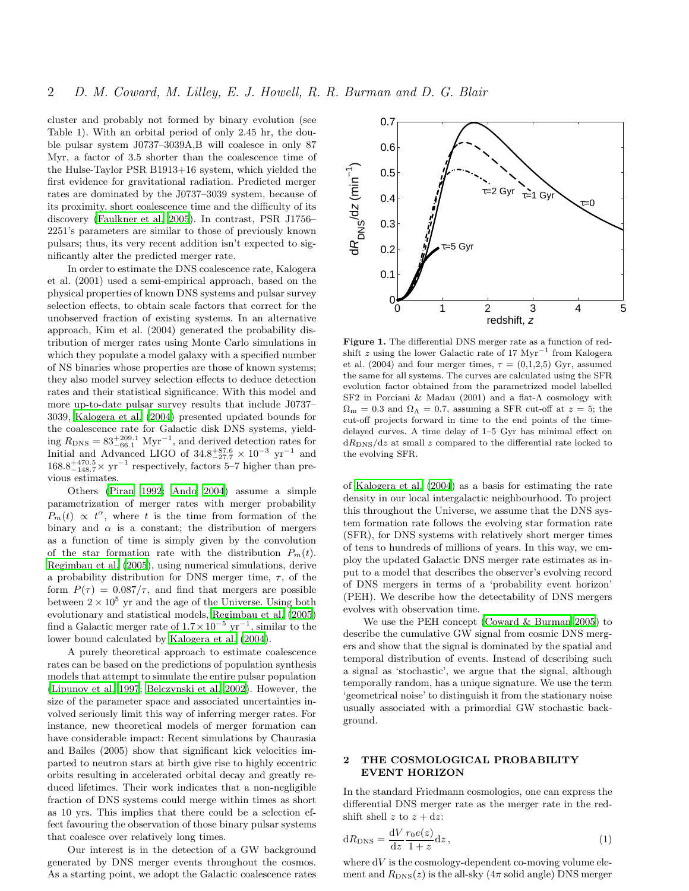cluster and probably not formed by binary evolution (see Table 1). With an orbital period of only 2.45 hr, the double pulsar system J0737–3039A,B will coalesce in only 87 Myr, a factor of 3.5 shorter than the coalescence time of the Hulse-Taylor PSR B1913+16 system, which yielded the first evidence for gravitational radiation. Predicted merger rates are dominated by the J0737–3039 system, because of its proximity, short coalescence time and the difficulty of its discovery (Faulkner et al. 2005). In contrast, PSR J1756–2251's parameters are similar to those of previously known pulsars; thus, its very recent addition isn't expected to significantly alter the predicted merger rate.

In order to estimate the DNS coalescence rate, Kalogera et al. (2001) used a semi-empirical approach, based on the physical properties of known DNS systems and pulsar survey selection effects, to obtain scale factors that correct for the unobserved fraction of existing systems. In an alternative approach, Kim et al. (2004) generated the probability distribution of merger rates using Monte Carlo simulations in which they populate a model galaxy with a specified number of NS binaries whose properties are those of known systems; they also model survey selection effects to deduce detection rates and their statistical significance. With this model and more up-to-date pulsar survey results that include J0737–3039, Kalogera et al. (2004) presented updated bounds for the coalescence rate for Galactic disk DNS systems, yielding $R_{\rm DNS} = 83^{+209.1}_{-66.1}$ Myr$^{-1}$, and derived detection rates for Initial and Advanced LIGO of $34.8^{+87.6}_{-27.7} \times 10^{-3}$ yr$^{-1}$ and $168.8^{+470.5}_{-148.7}\times$ yr$^{-1}$ respectively, factors 5–7 higher than previous estimates.

Others (Piran 1992; Ando 2004) assume a simple parametrization of merger rates with merger probability $P_m(t) \propto t^{\alpha}$, where $t$ is the time from formation of the binary and $\alpha$ is a constant; the distribution of mergers as a function of time is simply given by the convolution of the star formation rate with the distribution $P_m(t)$. Regimbau et al. (2005), using numerical simulations, derive a probability distribution for DNS merger time, $\tau$, of the form $P(\tau) = 0.087/\tau$, and find that mergers are possible between $2 \times 10^5$ yr and the age of the Universe. Using both evolutionary and statistical models, Regimbau et al. (2005) find a Galactic merger rate of $1.7 \times 10^{-5}$ yr$^{-1}$, similar to the lower bound calculated by Kalogera et al. (2004).

A purely theoretical approach to estimate coalescence rates can be based on the predictions of population synthesis models that attempt to simulate the entire pulsar population (Lipunov et al. 1997; Belczynski et al. 2002). However, the size of the parameter space and associated uncertainties involved seriously limit this way of inferring merger rates. For instance, new theoretical models of merger formation can have considerable impact: Recent simulations by Chaurasia and Bailes (2005) show that significant kick velocities imparted to neutron stars at birth give rise to highly eccentric orbits resulting in accelerated orbital decay and greatly reduced lifetimes. Their work indicates that a non-negligible fraction of DNS systems could merge within times as short as 10 yrs. This implies that there could be a selection effect favouring the observation of those binary pulsar systems that coalesce over relatively long times.

Our interest is in the detection of a GW background generated by DNS merger events throughout the cosmos. As a starting point, we adopt the Galactic coalescence rates of Kalogera et al. (2004) as a basis for estimating the rate density in our local intergalactic neighbourhood. To project this throughout the Universe, we assume that the DNS system formation rate follows the evolving star formation rate (SFR), for DNS systems with relatively short merger times of tens to hundreds of millions of years. In this way, we employ the updated Galactic DNS merger rate estimates as input to a model that describes the observer's evolving record of DNS mergers in terms of a 'probability event horizon' (PEH). We describe how the detectability of DNS mergers evolves with observation time.

We use the PEH concept (Coward & Burman 2005) to describe the cumulative GW signal from cosmic DNS mergers and show that the signal is dominated by the spatial and temporal distribution of events. Instead of describing such a signal as 'stochastic', we argue that the signal, although temporally random, has a unique signature. We use the term 'geometrical noise' to distinguish it from the stationary noise usually associated with a primordial GW stochastic background.

**Figure 1.** The differential DNS merger rate as a function of redshift $z$ using the lower Galactic rate of 17 Myr$^{-1}$ from Kalogera et al. (2004) and four merger times, $\tau = (0,1,2,5)$ Gyr, assumed the same for all systems. The curves are calculated using the SFR evolution factor obtained from the parametrized model labelled SF2 in Porciani & Madau (2001) and a flat-$\Lambda$ cosmology with $\Omega_{\rm m} = 0.3$ and $\Omega_\Lambda = 0.7$, assuming a SFR cut-off at $z = 5$; the cut-off projects forward in time to the end points of the time-delayed curves. A time delay of 1–5 Gyr has minimal effect on $\mathrm{d}R_{\rm DNS}/\mathrm{d}z$ at small $z$ compared to the differential rate locked to the evolving SFR.

## 2 THE COSMOLOGICAL PROBABILITY EVENT HORIZON

In the standard Friedmann cosmologies, one can express the differential DNS merger rate as the merger rate in the redshift shell $z$ to $z + \mathrm{d}z$:

$$\mathrm{d}R_{\rm DNS} = \frac{\mathrm{d}V}{\mathrm{d}z}\frac{r_0 e(z)}{1+z}\mathrm{d}z\,, \tag{1}$$

where $\mathrm{d}V$ is the cosmology-dependent co-moving volume element and $R_{\rm DNS}(z)$ is the all-sky ($4\pi$ solid angle) DNS merger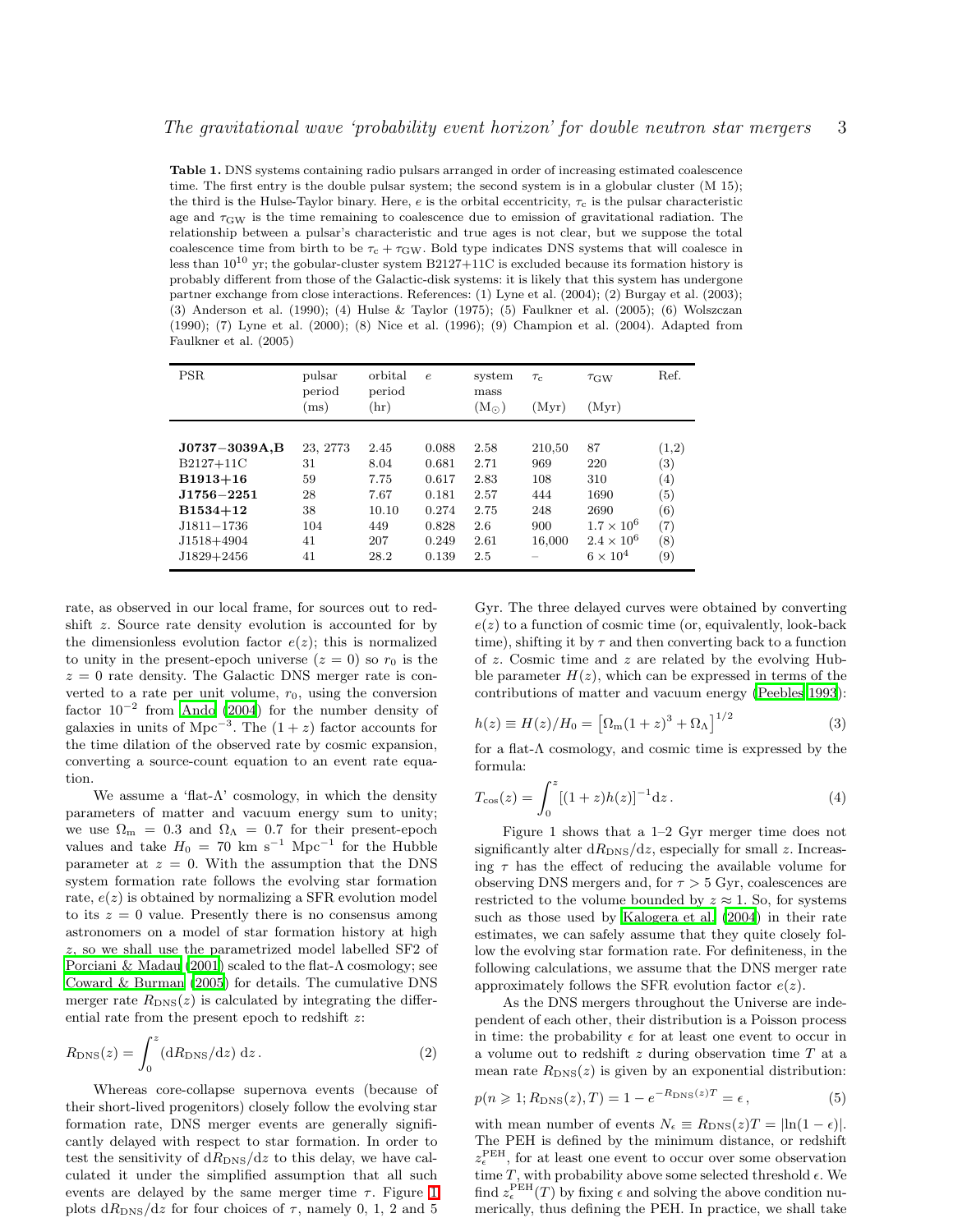**Table 1.** DNS systems containing radio pulsars arranged in order of increasing estimated coalescence time. The first entry is the double pulsar system; the second system is in a globular cluster (M 15); the third is the Hulse-Taylor binary. Here, $e$ is the orbital eccentricity, $\tau_{\rm c}$ is the pulsar characteristic age and $\tau_{\rm GW}$ is the time remaining to coalescence due to emission of gravitational radiation. The relationship between a pulsar's characteristic and true ages is not clear, but we suppose the total coalescence time from birth to be $\tau_{\rm c} + \tau_{\rm GW}$. Bold type indicates DNS systems that will coalesce in less than $10^{10}$ yr; the gobular-cluster system B2127+11C is excluded because its formation history is probably different from those of the Galactic-disk systems: it is likely that this system has undergone partner exchange from close interactions. References: (1) Lyne et al. (2004); (2) Burgay et al. (2003); (3) Anderson et al. (1990); (4) Hulse & Taylor (1975); (5) Faulkner et al. (2005); (6) Wolszczan (1990); (7) Lyne et al. (2000); (8) Nice et al. (1996); (9) Champion et al. (2004). Adapted from Faulkner et al. (2005)

| PSR | pulsar period (ms) | orbital period (hr) | $e$ | system mass ($M_\odot$) | $\tau_{\rm c}$ (Myr) | $\tau_{\rm GW}$ (Myr) | Ref. |
|---|---|---|---|---|---|---|---|
| **J0737−3039A,B** | 23, 2773 | 2.45 | 0.088 | 2.58 | 210,50 | 87 | (1,2) |
| B2127+11C | 31 | 8.04 | 0.681 | 2.71 | 969 | 220 | (3) |
| **B1913+16** | 59 | 7.75 | 0.617 | 2.83 | 108 | 310 | (4) |
| **J1756−2251** | 28 | 7.67 | 0.181 | 2.57 | 444 | 1690 | (5) |
| **B1534+12** | 38 | 10.10 | 0.274 | 2.75 | 248 | 2690 | (6) |
| J1811−1736 | 104 | 449 | 0.828 | 2.6 | 900 | $1.7 \times 10^6$ | (7) |
| J1518+4904 | 41 | 207 | 0.249 | 2.61 | 16,000 | $2.4 \times 10^6$ | (8) |
| J1829+2456 | 41 | 28.2 | 0.139 | 2.5 | – | $6 \times 10^4$ | (9) |

rate, as observed in our local frame, for sources out to redshift $z$. Source rate density evolution is accounted for by the dimensionless evolution factor $e(z)$; this is normalized to unity in the present-epoch universe ($z = 0$) so $r_0$ is the $z = 0$ rate density. The Galactic DNS merger rate is converted to a rate per unit volume, $r_0$, using the conversion factor $10^{-2}$ from Ando (2004) for the number density of galaxies in units of Mpc$^{-3}$. The $(1 + z)$ factor accounts for the time dilation of the observed rate by cosmic expansion, converting a source-count equation to an event rate equation.

We assume a 'flat-Λ' cosmology, in which the density parameters of matter and vacuum energy sum to unity; we use $\Omega_{\rm m} = 0.3$ and $\Omega_\Lambda = 0.7$ for their present-epoch values and take $H_0 = 70$ km s$^{-1}$ Mpc$^{-1}$ for the Hubble parameter at $z = 0$. With the assumption that the DNS system formation rate follows the evolving star formation rate, $e(z)$ is obtained by normalizing a SFR evolution model to its $z = 0$ value. Presently there is no consensus among astronomers on a model of star formation history at high $z$, so we shall use the parametrized model labelled SF2 of Porciani & Madau (2001) scaled to the flat-Λ cosmology; see Coward & Burman (2005) for details. The cumulative DNS merger rate $R_{\rm DNS}(z)$ is calculated by integrating the differential rate from the present epoch to redshift $z$:

$$R_{\rm DNS}(z) = \int_0^z ({\rm d}R_{\rm DNS}/{\rm d}z)\,{\rm d}z\,. \qquad (2)$$

Whereas core-collapse supernova events (because of their short-lived progenitors) closely follow the evolving star formation rate, DNS merger events are generally significantly delayed with respect to star formation. In order to test the sensitivity of ${\rm d}R_{\rm DNS}/{\rm d}z$ to this delay, we have calculated it under the simplified assumption that all such events are delayed by the same merger time $\tau$. Figure 1 plots ${\rm d}R_{\rm DNS}/{\rm d}z$ for four choices of $\tau$, namely 0, 1, 2 and 5 Gyr. The three delayed curves were obtained by converting $e(z)$ to a function of cosmic time (or, equivalently, look-back time), shifting it by $\tau$ and then converting back to a function of $z$. Cosmic time and $z$ are related by the evolving Hubble parameter $H(z)$, which can be expressed in terms of the contributions of matter and vacuum energy (Peebles 1993):

$$h(z) \equiv H(z)/H_0 = \left[\Omega_{\rm m}(1+z)^3 + \Omega_\Lambda\right]^{1/2} \qquad (3)$$

for a flat-Λ cosmology, and cosmic time is expressed by the formula:

$$T_{\rm cos}(z) = \int_0^z [(1+z)h(z)]^{-1}{\rm d}z\,. \qquad (4)$$

Figure 1 shows that a 1–2 Gyr merger time does not significantly alter ${\rm d}R_{\rm DNS}/{\rm d}z$, especially for small $z$. Increasing $\tau$ has the effect of reducing the available volume for observing DNS mergers and, for $\tau > 5$ Gyr, coalescences are restricted to the volume bounded by $z \approx 1$. So, for systems such as those used by Kalogera et al. (2004) in their rate estimates, we can safely assume that they quite closely follow the evolving star formation rate. For definiteness, in the following calculations, we assume that the DNS merger rate approximately follows the SFR evolution factor $e(z)$.

As the DNS mergers throughout the Universe are independent of each other, their distribution is a Poisson process in time: the probability $\epsilon$ for at least one event to occur in a volume out to redshift $z$ during observation time $T$ at a mean rate $R_{\rm DNS}(z)$ is given by an exponential distribution:

$$p(n \geqslant 1; R_{\rm DNS}(z), T) = 1 - e^{-R_{\rm DNS}(z)T} = \epsilon\,, \qquad (5)$$

with mean number of events $N_\epsilon \equiv R_{\rm DNS}(z)T = |\ln(1-\epsilon)|$. The PEH is defined by the minimum distance, or redshift $z_\epsilon^{\rm PEH}$, for at least one event to occur over some observation time $T$, with probability above some selected threshold $\epsilon$. We find $z_\epsilon^{\rm PEH}(T)$ by fixing $\epsilon$ and solving the above condition numerically, thus defining the PEH. In practice, we shall take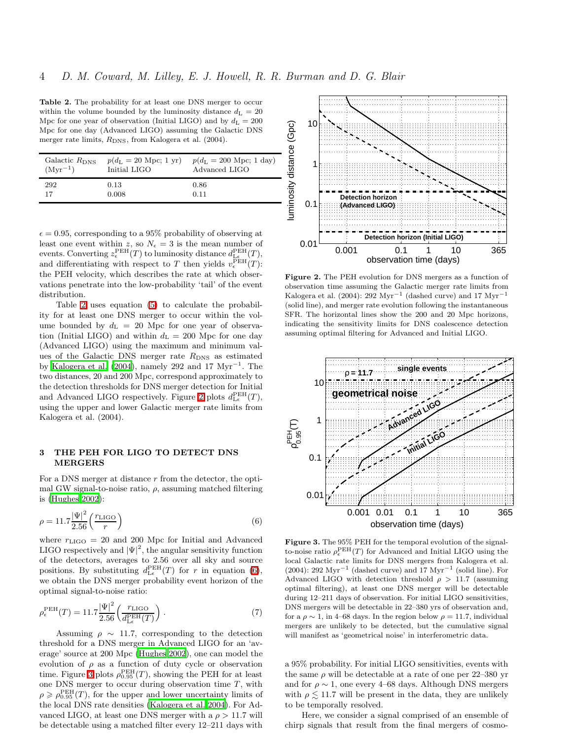**Table 2.** The probability for at least one DNS merger to occur within the volume bounded by the luminosity distance $d_{\rm L} = 20$ Mpc for one year of observation (Initial LIGO) and by $d_{\rm L} = 200$ Mpc for one day (Advanced LIGO) assuming the Galactic DNS merger rate limits, $R_{\rm DNS}$, from Kalogera et al. (2004).

| Galactic $R_{\rm DNS}$ ($\rm Myr^{-1}$) | $p(d_{\rm L} = 20$ Mpc; 1 yr) Initial LIGO | $p(d_{\rm L} = 200$ Mpc; 1 day) Advanced LIGO |
|---|---|---|
| 292 | 0.13 | 0.86 |
| 17 | 0.008 | 0.11 |

$\epsilon = 0.95$, corresponding to a 95% probability of observing at least one event within $z$, so $N_\epsilon = 3$ is the mean number of events. Converting $z_\epsilon^{\rm PEH}(T)$ to luminosity distance $d_{\rm L\epsilon}^{\rm PEH}(T)$, and differentiating with respect to $T$ then yields $v_\epsilon^{\rm PEH}(T)$: the PEH velocity, which describes the rate at which observations penetrate into the low-probability 'tail' of the event distribution.

Table 2 uses equation (5) to calculate the probability for at least one DNS merger to occur within the volume bounded by $d_{\rm L} = 20$ Mpc for one year of observation (Initial LIGO) and within $d_{\rm L} = 200$ Mpc for one day (Advanced LIGO) using the maximum and minimum values of the Galactic DNS merger rate $R_{\rm DNS}$ as estimated by Kalogera et al. (2004), namely 292 and 17 $\rm Myr^{-1}$. The two distances, 20 and 200 Mpc, correspond approximately to the detection thresholds for DNS merger detection for Initial and Advanced LIGO respectively. Figure 2 plots $d_{\rm L\epsilon}^{\rm PEH}(T)$, using the upper and lower Galactic merger rate limits from Kalogera et al. (2004).

**Figure 2.** The PEH evolution for DNS mergers as a function of observation time assuming the Galactic merger rate limits from Kalogera et al. (2004): 292 $\rm Myr^{-1}$ (dashed curve) and 17 $\rm Myr^{-1}$ (solid line), and merger rate evolution following the instantaneous SFR. The horizontal lines show the 200 and 20 Mpc horizons, indicating the sensitivity limits for DNS coalescence detection assuming optimal filtering for Advanced and Initial LIGO.

## 3 THE PEH FOR LIGO TO DETECT DNS MERGERS

For a DNS merger at distance $r$ from the detector, the optimal GW signal-to-noise ratio, $\rho$, assuming matched filtering is (Hughes 2002):

$$\rho = 11.7 \frac{|\Psi|^2}{2.56} \left( \frac{r_{\rm LIGO}}{r} \right) \qquad (6)$$

where $r_{\rm LIGO} = 20$ and 200 Mpc for Initial and Advanced LIGO respectively and $|\Psi|^2$, the angular sensitivity function of the detectors, averages to 2.56 over all sky and source positions. By substituting $d_{\rm L\epsilon}^{\rm PEH}(T)$ for $r$ in equation (6), we obtain the DNS merger probability event horizon of the optimal signal-to-noise ratio:

$$\rho_\epsilon^{\rm PEH}(T) = 11.7 \frac{|\Psi|^2}{2.56} \left( \frac{r_{\rm LIGO}}{d_{\rm L\epsilon}^{\rm PEH}(T)} \right) . \qquad (7)$$

Assuming $\rho \sim 11.7$, corresponding to the detection threshold for a DNS merger in Advanced LIGO for an 'average' source at 200 Mpc (Hughes 2002), one can model the evolution of $\rho$ as a function of duty cycle or observation time. Figure 3 plots $\rho_{0.95}^{\rm PEH}(T)$, showing the PEH for at least one DNS merger to occur during observation time $T$, with $\rho \geqslant \rho_{0.95}^{\rm PEH}(T)$, for the upper and lower uncertainty limits of the local DNS rate densities (Kalogera et al. 2004). For Advanced LIGO, at least one DNS merger with a $\rho > 11.7$ will be detectable using a matched filter every 12–211 days with a 95% probability. For initial LIGO sensitivities, events with the same $\rho$ will be detectable at a rate of one per 22–380 yr and for $\rho \sim 1$, one every 4–68 days. Although DNS mergers with $\rho \lesssim 11.7$ will be present in the data, they are unlikely to be temporally resolved.

**Figure 3.** The 95% PEH for the temporal evolution of the signal-to-noise ratio $\rho_\epsilon^{\rm PEH}(T)$ for Advanced and Initial LIGO using the local Galactic rate limits for DNS mergers from Kalogera et al. (2004): 292 $\rm Myr^{-1}$ (dashed curve) and 17 $\rm Myr^{-1}$ (solid line). For Advanced LIGO with detection threshold $\rho > 11.7$ (assuming optimal filtering), at least one DNS merger will be detectable during 12–211 days of observation. For initial LIGO sensitivities, DNS mergers will be detectable in 22–380 yrs of observation and, for a $\rho \sim 1$, in 4–68 days. In the region below $\rho = 11.7$, individual mergers are unlikely to be detected, but the cumulative signal will manifest as 'geometrical noise' in interferometric data.

Here, we consider a signal comprised of an ensemble of chirp signals that result from the final mergers of cosmo-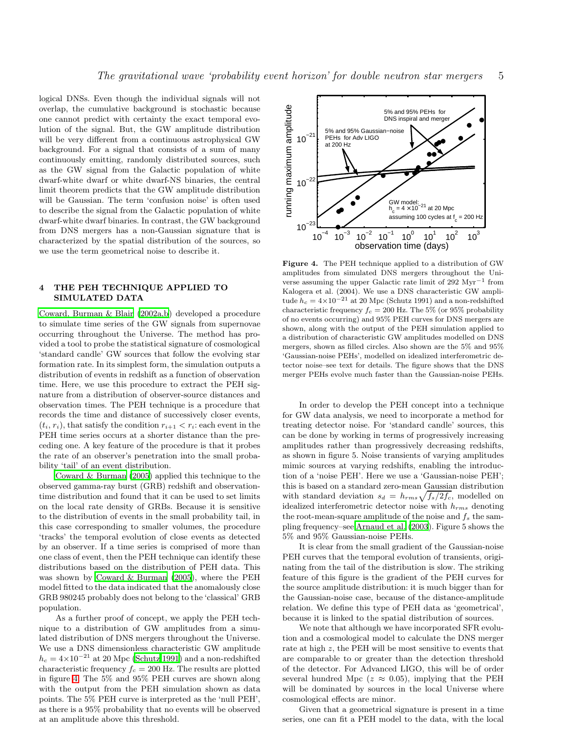logical DNSs. Even though the individual signals will not overlap, the cumulative background is stochastic because one cannot predict with certainty the exact temporal evolution of the signal. But, the GW amplitude distribution will be very different from a continuous astrophysical GW background. For a signal that consists of a sum of many continuously emitting, randomly distributed sources, such as the GW signal from the Galactic population of white dwarf-white dwarf or white dwarf-NS binaries, the central limit theorem predicts that the GW amplitude distribution will be Gaussian. The term 'confusion noise' is often used to describe the signal from the Galactic population of white dwarf-white dwarf binaries. In contrast, the GW background from DNS mergers has a non-Gaussian signature that is characterized by the spatial distribution of the sources, so we use the term geometrical noise to describe it.

## 4 THE PEH TECHNIQUE APPLIED TO SIMULATED DATA

Coward, Burman & Blair (2002a,b) developed a procedure to simulate time series of the GW signals from supernovae occurring throughout the Universe. The method has provided a tool to probe the statistical signature of cosmological 'standard candle' GW sources that follow the evolving star formation rate. In its simplest form, the simulation outputs a distribution of events in redshift as a function of observation time. Here, we use this procedure to extract the PEH signature from a distribution of observer-source distances and observation times. The PEH technique is a procedure that records the time and distance of successively closer events, $(t_i, r_i)$, that satisfy the condition $r_{i+1} < r_i$: each event in the PEH time series occurs at a shorter distance than the preceding one. A key feature of the procedure is that it probes the rate of an observer's penetration into the small probability 'tail' of an event distribution.

Coward & Burman (2005) applied this technique to the observed gamma-ray burst (GRB) redshift and observation-time distribution and found that it can be used to set limits on the local rate density of GRBs. Because it is sensitive to the distribution of events in the small probability tail, in this case corresponding to smaller volumes, the procedure 'tracks' the temporal evolution of close events as detected by an observer. If a time series is comprised of more than one class of event, then the PEH technique can identify these distributions based on the distribution of PEH data. This was shown by Coward & Burman (2005), where the PEH model fitted to the data indicated that the anomalously close GRB 980245 probably does not belong to the 'classical' GRB population.

As a further proof of concept, we apply the PEH technique to a distribution of GW amplitudes from a simulated distribution of DNS mergers throughout the Universe. We use a DNS dimensionless characteristic GW amplitude $h_c = 4\times10^{-21}$ at 20 Mpc (Schutz 1991) and a non-redshifted characteristic frequency $f_c = 200$ Hz. The results are plotted in figure 4. The 5% and 95% PEH curves are shown along with the output from the PEH simulation shown as data points. The 5% PEH curve is interpreted as the 'null PEH', as there is a 95% probability that no events will be observed at an amplitude above this threshold.

**Figure 4.** The PEH technique applied to a distribution of GW amplitudes from simulated DNS mergers throughout the Universe assuming the upper Galactic rate limit of 292 Myr$^{-1}$ from Kalogera et al. (2004). We use a DNS characteristic GW amplitude $h_c = 4\times10^{-21}$ at 20 Mpc (Schutz 1991) and a non-redshifted characteristic frequency $f_c = 200$ Hz. The 5% (or 95% probability of no events occurring) and 95% PEH curves for DNS mergers are shown, along with the output of the PEH simulation applied to a distribution of characteristic GW amplitudes modelled on DNS mergers, shown as filled circles. Also shown are the 5% and 95% 'Gaussian-noise PEHs', modelled on idealized interferometric detector noise–see text for details. The figure shows that the DNS merger PEHs evolve much faster than the Gaussian-noise PEHs.

In order to develop the PEH concept into a technique for GW data analysis, we need to incorporate a method for treating detector noise. For 'standard candle' sources, this can be done by working in terms of progressively increasing amplitudes rather than progressively decreasing redshifts, as shown in figure 5. Noise transients of varying amplitudes mimic sources at varying redshifts, enabling the introduction of a 'noise PEH'. Here we use a 'Gaussian-noise PEH'; this is based on a standard zero-mean Gaussian distribution with standard deviation $s_d = h_{rms}\sqrt{f_s/2f_c}$, modelled on idealized interferometric detector noise with $h_{rms}$ denoting the root-mean-square amplitude of the noise and $f_s$ the sampling frequency–see Arnaud et al. (2003). Figure 5 shows the 5% and 95% Gaussian-noise PEHs.

It is clear from the small gradient of the Gaussian-noise PEH curves that the temporal evolution of transients, originating from the tail of the distribution is slow. The striking feature of this figure is the gradient of the PEH curves for the source amplitude distribution: it is much bigger than for the Gaussian-noise case, because of the distance-amplitude relation. We define this type of PEH data as 'geometrical', because it is linked to the spatial distribution of sources.

We note that although we have incorporated SFR evolution and a cosmological model to calculate the DNS merger rate at high $z$, the PEH will be most sensitive to events that are comparable to or greater than the detection threshold of the detector. For Advanced LIGO, this will be of order several hundred Mpc ($z \approx 0.05$), implying that the PEH will be dominated by sources in the local Universe where cosmological effects are minor.

Given that a geometrical signature is present in a time series, one can fit a PEH model to the data, with the local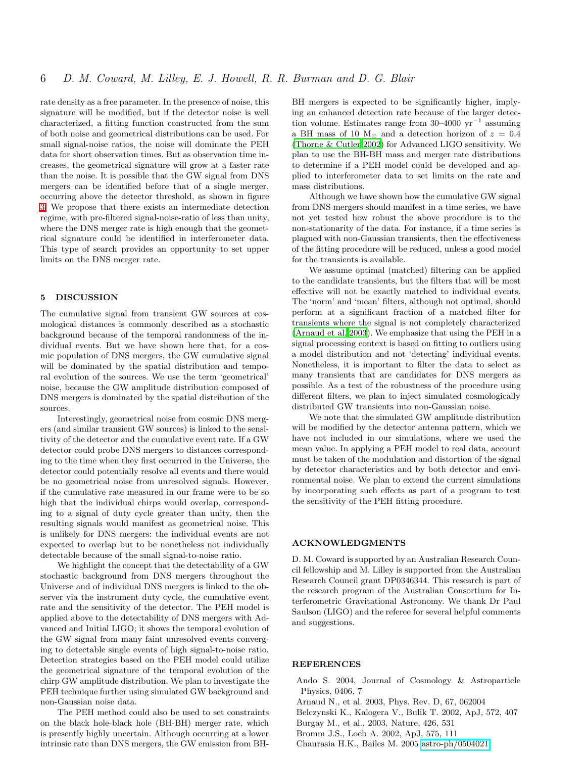rate density as a free parameter. In the presence of noise, this signature will be modified, but if the detector noise is well characterized, a fitting function constructed from the sum of both noise and geometrical distributions can be used. For small signal-noise ratios, the noise will dominate the PEH data for short observation times. But as observation time increases, the geometrical signature will grow at a faster rate than the noise. It is possible that the GW signal from DNS mergers can be identified before that of a single merger, occurring above the detector threshold, as shown in figure 3. We propose that there exists an intermediate detection regime, with pre-filtered signal-noise-ratio of less than unity, where the DNS merger rate is high enough that the geometrical signature could be identified in interferometer data. This type of search provides an opportunity to set upper limits on the DNS merger rate.

## 5 DISCUSSION

The cumulative signal from transient GW sources at cosmological distances is commonly described as a stochastic background because of the temporal randomness of the individual events. But we have shown here that, for a cosmic population of DNS mergers, the GW cumulative signal will be dominated by the spatial distribution and temporal evolution of the sources. We use the term 'geometrical' noise, because the GW amplitude distribution composed of DNS mergers is dominated by the spatial distribution of the sources.

Interestingly, geometrical noise from cosmic DNS mergers (and similar transient GW sources) is linked to the sensitivity of the detector and the cumulative event rate. If a GW detector could probe DNS mergers to distances corresponding to the time when they first occurred in the Universe, the detector could potentially resolve all events and there would be no geometrical noise from unresolved signals. However, if the cumulative rate measured in our frame were to be so high that the individual chirps would overlap, corresponding to a signal of duty cycle greater than unity, then the resulting signals would manifest as geometrical noise. This is unlikely for DNS mergers: the individual events are not expected to overlap but to be nonetheless not individually detectable because of the small signal-to-noise ratio.

We highlight the concept that the detectability of a GW stochastic background from DNS mergers throughout the Universe and of individual DNS mergers is linked to the observer via the instrument duty cycle, the cumulative event rate and the sensitivity of the detector. The PEH model is applied above to the detectability of DNS mergers with Advanced and Initial LIGO; it shows the temporal evolution of the GW signal from many faint unresolved events converging to detectable single events of high signal-to-noise ratio. Detection strategies based on the PEH model could utilize the geometrical signature of the temporal evolution of the chirp GW amplitude distribution. We plan to investigate the PEH technique further using simulated GW background and non-Gaussian noise data.

The PEH method could also be used to set constraints on the black hole-black hole (BH-BH) merger rate, which is presently highly uncertain. Although occurring at a lower intrinsic rate than DNS mergers, the GW emission from BH-BH mergers is expected to be significantly higher, implying an enhanced detection rate because of the larger detection volume. Estimates range from 30–4000 $\mathrm{yr}^{-1}$ assuming a BH mass of 10 $\mathrm{M}_{\odot}$ and a detection horizon of $z = 0.4$ (Thorne & Cutler 2002) for Advanced LIGO sensitivity. We plan to use the BH-BH mass and merger rate distributions to determine if a PEH model could be developed and applied to interferometer data to set limits on the rate and mass distributions.

Although we have shown how the cumulative GW signal from DNS mergers should manifest in a time series, we have not yet tested how robust the above procedure is to the non-stationarity of the data. For instance, if a time series is plagued with non-Gaussian transients, then the effectiveness of the fitting procedure will be reduced, unless a good model for the transients is available.

We assume optimal (matched) filtering can be applied to the candidate transients, but the filters that will be most effective will not be exactly matched to individual events. The 'norm' and 'mean' filters, although not optimal, should perform at a significant fraction of a matched filter for transients where the signal is not completely characterized (Arnaud et al. 2003). We emphasize that using the PEH in a signal processing context is based on fitting to outliers using a model distribution and not 'detecting' individual events. Nonetheless, it is important to filter the data to select as many transients that are candidates for DNS mergers as possible. As a test of the robustness of the procedure using different filters, we plan to inject simulated cosmologically distributed GW transients into non-Gaussian noise.

We note that the simulated GW amplitude distribution will be modified by the detector antenna pattern, which we have not included in our simulations, where we used the mean value. In applying a PEH model to real data, account must be taken of the modulation and distortion of the signal by detector characteristics and by both detector and environmental noise. We plan to extend the current simulations by incorporating such effects as part of a program to test the sensitivity of the PEH fitting procedure.

## ACKNOWLEDGMENTS

D. M. Coward is supported by an Australian Research Council fellowship and M. Lilley is supported from the Australian Research Council grant DP0346344. This research is part of the research program of the Australian Consortium for Interferometric Gravitational Astronomy. We thank Dr Paul Saulson (LIGO) and the referee for several helpful comments and suggestions.

## REFERENCES

Ando S. 2004, Journal of Cosmology & Astroparticle Physics, 0406, 7

Arnaud N., et al. 2003, Phys. Rev. D, 67, 062004

Belczynski K., Kalogera V., Bulik T. 2002, ApJ, 572, 407

Burgay M., et al., 2003, Nature, 426, 531

Bromm J.S., Loeb A. 2002, ApJ, 575, 111

Chaurasia H.K., Bailes M. 2005 astro-ph/0504021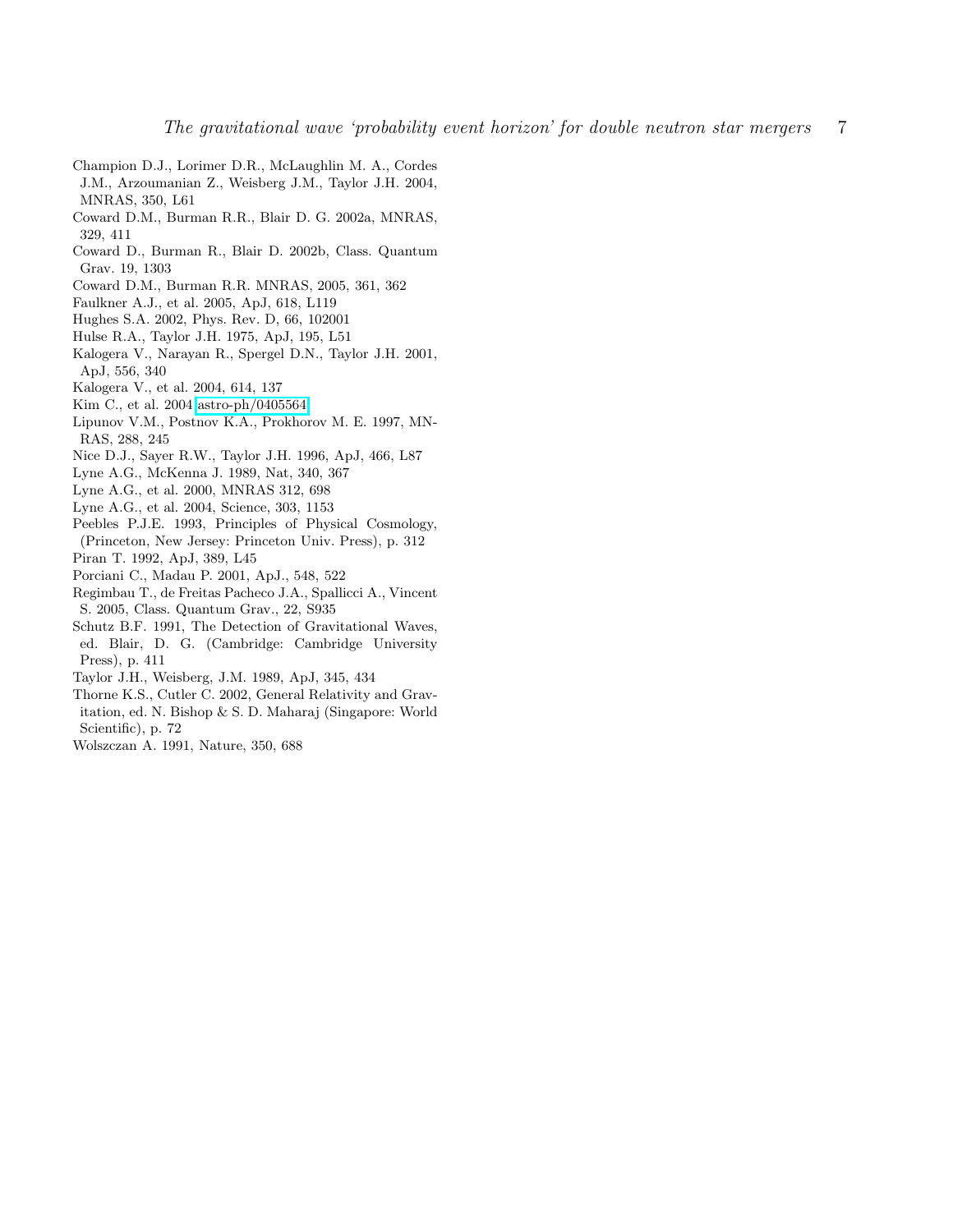Champion D.J., Lorimer D.R., McLaughlin M. A., Cordes J.M., Arzoumanian Z., Weisberg J.M., Taylor J.H. 2004, MNRAS, 350, L61

Coward D.M., Burman R.R., Blair D. G. 2002a, MNRAS, 329, 411

Coward D., Burman R., Blair D. 2002b, Class. Quantum Grav. 19, 1303

Coward D.M., Burman R.R. MNRAS, 2005, 361, 362

Faulkner A.J., et al. 2005, ApJ, 618, L119

Hughes S.A. 2002, Phys. Rev. D, 66, 102001

Hulse R.A., Taylor J.H. 1975, ApJ, 195, L51

Kalogera V., Narayan R., Spergel D.N., Taylor J.H. 2001, ApJ, 556, 340

Kalogera V., et al. 2004, 614, 137

Kim C., et al. 2004 astro-ph/0405564

Lipunov V.M., Postnov K.A., Prokhorov M. E. 1997, MNRAS, 288, 245

Nice D.J., Sayer R.W., Taylor J.H. 1996, ApJ, 466, L87

Lyne A.G., McKenna J. 1989, Nat, 340, 367

Lyne A.G., et al. 2000, MNRAS 312, 698

Lyne A.G., et al. 2004, Science, 303, 1153

Peebles P.J.E. 1993, Principles of Physical Cosmology, (Princeton, New Jersey: Princeton Univ. Press), p. 312

Piran T. 1992, ApJ, 389, L45

Porciani C., Madau P. 2001, ApJ., 548, 522

Regimbau T., de Freitas Pacheco J.A., Spallicci A., Vincent S. 2005, Class. Quantum Grav., 22, S935

Schutz B.F. 1991, The Detection of Gravitational Waves, ed. Blair, D. G. (Cambridge: Cambridge University Press), p. 411

Taylor J.H., Weisberg, J.M. 1989, ApJ, 345, 434

Thorne K.S., Cutler C. 2002, General Relativity and Gravitation, ed. N. Bishop & S. D. Maharaj (Singapore: World Scientific), p. 72

Wolszczan A. 1991, Nature, 350, 688